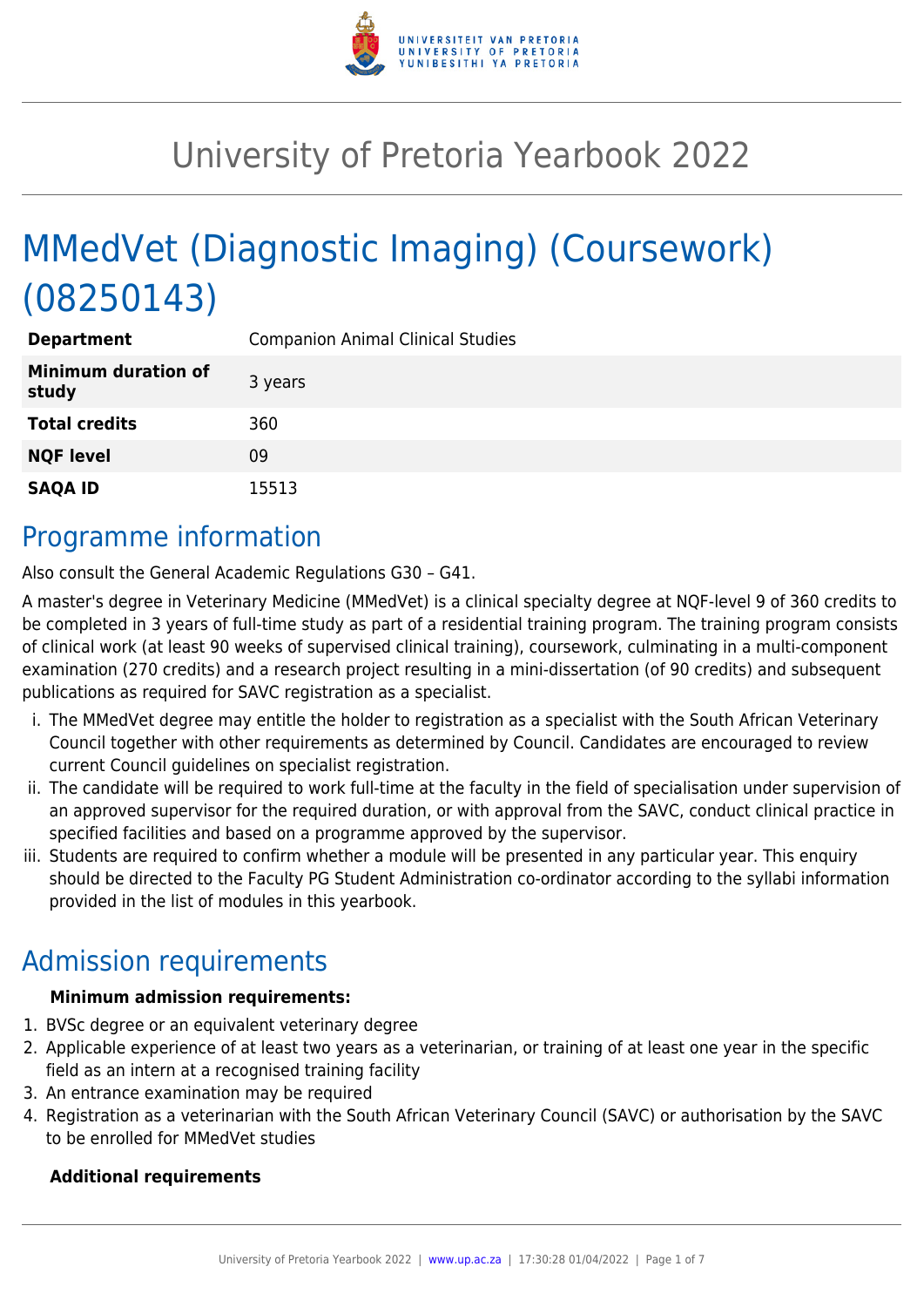# University of Pretoria Yearbook 2022

# MMedVet (Diagnostic Imaging) (Coursework) (08250143)

| | |
|---|---|
| **Department** | Companion Animal Clinical Studies |
| **Minimum duration of study** | 3 years |
| **Total credits** | 360 |
| **NQF level** | 09 |
| **SAQA ID** | 15513 |

## Programme information

Also consult the General Academic Regulations G30 – G41.

A master's degree in Veterinary Medicine (MMedVet) is a clinical specialty degree at NQF-level 9 of 360 credits to be completed in 3 years of full-time study as part of a residential training program. The training program consists of clinical work (at least 90 weeks of supervised clinical training), coursework, culminating in a multi-component examination (270 credits) and a research project resulting in a mini-dissertation (of 90 credits) and subsequent publications as required for SAVC registration as a specialist.

i. The MMedVet degree may entitle the holder to registration as a specialist with the South African Veterinary Council together with other requirements as determined by Council. Candidates are encouraged to review current Council guidelines on specialist registration.
ii. The candidate will be required to work full-time at the faculty in the field of specialisation under supervision of an approved supervisor for the required duration, or with approval from the SAVC, conduct clinical practice in specified facilities and based on a programme approved by the supervisor.
iii. Students are required to confirm whether a module will be presented in any particular year. This enquiry should be directed to the Faculty PG Student Administration co-ordinator according to the syllabi information provided in the list of modules in this yearbook.

## Admission requirements

**Minimum admission requirements:**

1. BVSc degree or an equivalent veterinary degree
2. Applicable experience of at least two years as a veterinarian, or training of at least one year in the specific field as an intern at a recognised training facility
3. An entrance examination may be required
4. Registration as a veterinarian with the South African Veterinary Council (SAVC) or authorisation by the SAVC to be enrolled for MMedVet studies

**Additional requirements**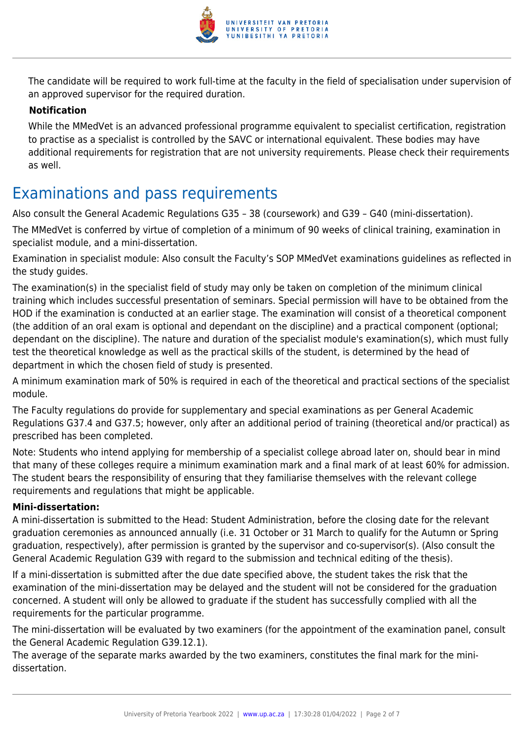The candidate will be required to work full-time at the faculty in the field of specialisation under supervision of an approved supervisor for the required duration.

**Notification**

While the MMedVet is an advanced professional programme equivalent to specialist certification, registration to practise as a specialist is controlled by the SAVC or international equivalent. These bodies may have additional requirements for registration that are not university requirements. Please check their requirements as well.

## Examinations and pass requirements

Also consult the General Academic Regulations G35 – 38 (coursework) and G39 – G40 (mini-dissertation).

The MMedVet is conferred by virtue of completion of a minimum of 90 weeks of clinical training, examination in specialist module, and a mini-dissertation.

Examination in specialist module: Also consult the Faculty's SOP MMedVet examinations guidelines as reflected in the study guides.

The examination(s) in the specialist field of study may only be taken on completion of the minimum clinical training which includes successful presentation of seminars. Special permission will have to be obtained from the HOD if the examination is conducted at an earlier stage. The examination will consist of a theoretical component (the addition of an oral exam is optional and dependant on the discipline) and a practical component (optional; dependant on the discipline). The nature and duration of the specialist module's examination(s), which must fully test the theoretical knowledge as well as the practical skills of the student, is determined by the head of department in which the chosen field of study is presented.

A minimum examination mark of 50% is required in each of the theoretical and practical sections of the specialist module.

The Faculty regulations do provide for supplementary and special examinations as per General Academic Regulations G37.4 and G37.5; however, only after an additional period of training (theoretical and/or practical) as prescribed has been completed.

Note: Students who intend applying for membership of a specialist college abroad later on, should bear in mind that many of these colleges require a minimum examination mark and a final mark of at least 60% for admission. The student bears the responsibility of ensuring that they familiarise themselves with the relevant college requirements and regulations that might be applicable.

**Mini-dissertation:**

A mini-dissertation is submitted to the Head: Student Administration, before the closing date for the relevant graduation ceremonies as announced annually (i.e. 31 October or 31 March to qualify for the Autumn or Spring graduation, respectively), after permission is granted by the supervisor and co-supervisor(s). (Also consult the General Academic Regulation G39 with regard to the submission and technical editing of the thesis).

If a mini-dissertation is submitted after the due date specified above, the student takes the risk that the examination of the mini-dissertation may be delayed and the student will not be considered for the graduation concerned. A student will only be allowed to graduate if the student has successfully complied with all the requirements for the particular programme.

The mini-dissertation will be evaluated by two examiners (for the appointment of the examination panel, consult the General Academic Regulation G39.12.1).

The average of the separate marks awarded by the two examiners, constitutes the final mark for the mini-dissertation.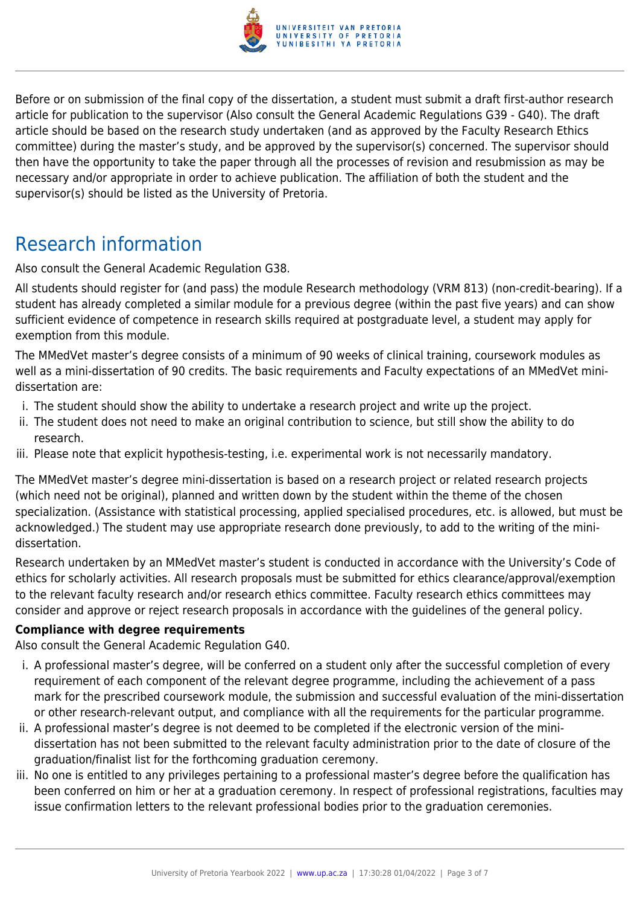Before or on submission of the final copy of the dissertation, a student must submit a draft first-author research article for publication to the supervisor (Also consult the General Academic Regulations G39 - G40). The draft article should be based on the research study undertaken (and as approved by the Faculty Research Ethics committee) during the master's study, and be approved by the supervisor(s) concerned. The supervisor should then have the opportunity to take the paper through all the processes of revision and resubmission as may be necessary and/or appropriate in order to achieve publication. The affiliation of both the student and the supervisor(s) should be listed as the University of Pretoria.

## Research information

Also consult the General Academic Regulation G38.

All students should register for (and pass) the module Research methodology (VRM 813) (non-credit-bearing). If a student has already completed a similar module for a previous degree (within the past five years) and can show sufficient evidence of competence in research skills required at postgraduate level, a student may apply for exemption from this module.

The MMedVet master's degree consists of a minimum of 90 weeks of clinical training, coursework modules as well as a mini-dissertation of 90 credits. The basic requirements and Faculty expectations of an MMedVet mini-dissertation are:

i. The student should show the ability to undertake a research project and write up the project.
ii. The student does not need to make an original contribution to science, but still show the ability to do research.
iii. Please note that explicit hypothesis-testing, i.e. experimental work is not necessarily mandatory.

The MMedVet master's degree mini-dissertation is based on a research project or related research projects (which need not be original), planned and written down by the student within the theme of the chosen specialization. (Assistance with statistical processing, applied specialised procedures, etc. is allowed, but must be acknowledged.) The student may use appropriate research done previously, to add to the writing of the mini-dissertation.

Research undertaken by an MMedVet master's student is conducted in accordance with the University's Code of ethics for scholarly activities. All research proposals must be submitted for ethics clearance/approval/exemption to the relevant faculty research and/or research ethics committee. Faculty research ethics committees may consider and approve or reject research proposals in accordance with the guidelines of the general policy.

**Compliance with degree requirements**

Also consult the General Academic Regulation G40.

i. A professional master's degree, will be conferred on a student only after the successful completion of every requirement of each component of the relevant degree programme, including the achievement of a pass mark for the prescribed coursework module, the submission and successful evaluation of the mini-dissertation or other research-relevant output, and compliance with all the requirements for the particular programme.
ii. A professional master's degree is not deemed to be completed if the electronic version of the mini-dissertation has not been submitted to the relevant faculty administration prior to the date of closure of the graduation/finalist list for the forthcoming graduation ceremony.
iii. No one is entitled to any privileges pertaining to a professional master's degree before the qualification has been conferred on him or her at a graduation ceremony. In respect of professional registrations, faculties may issue confirmation letters to the relevant professional bodies prior to the graduation ceremonies.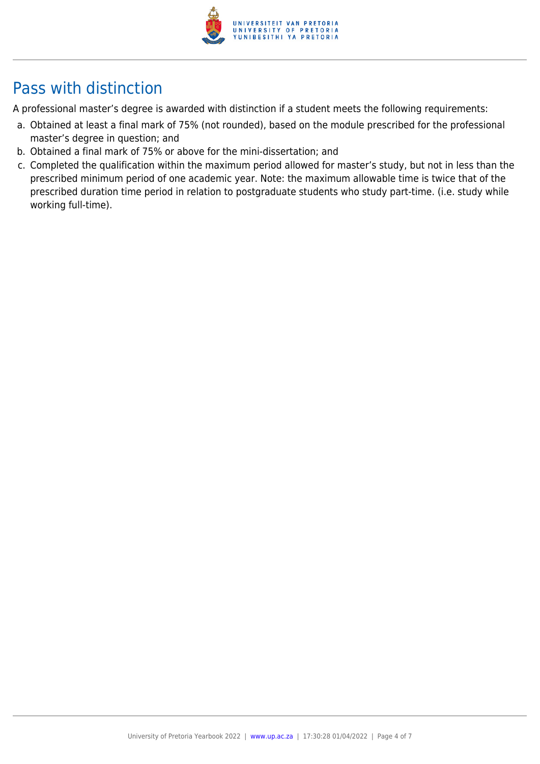## Pass with distinction

A professional master's degree is awarded with distinction if a student meets the following requirements:

a. Obtained at least a final mark of 75% (not rounded), based on the module prescribed for the professional master's degree in question; and
b. Obtained a final mark of 75% or above for the mini-dissertation; and
c. Completed the qualification within the maximum period allowed for master's study, but not in less than the prescribed minimum period of one academic year. Note: the maximum allowable time is twice that of the prescribed duration time period in relation to postgraduate students who study part-time. (i.e. study while working full-time).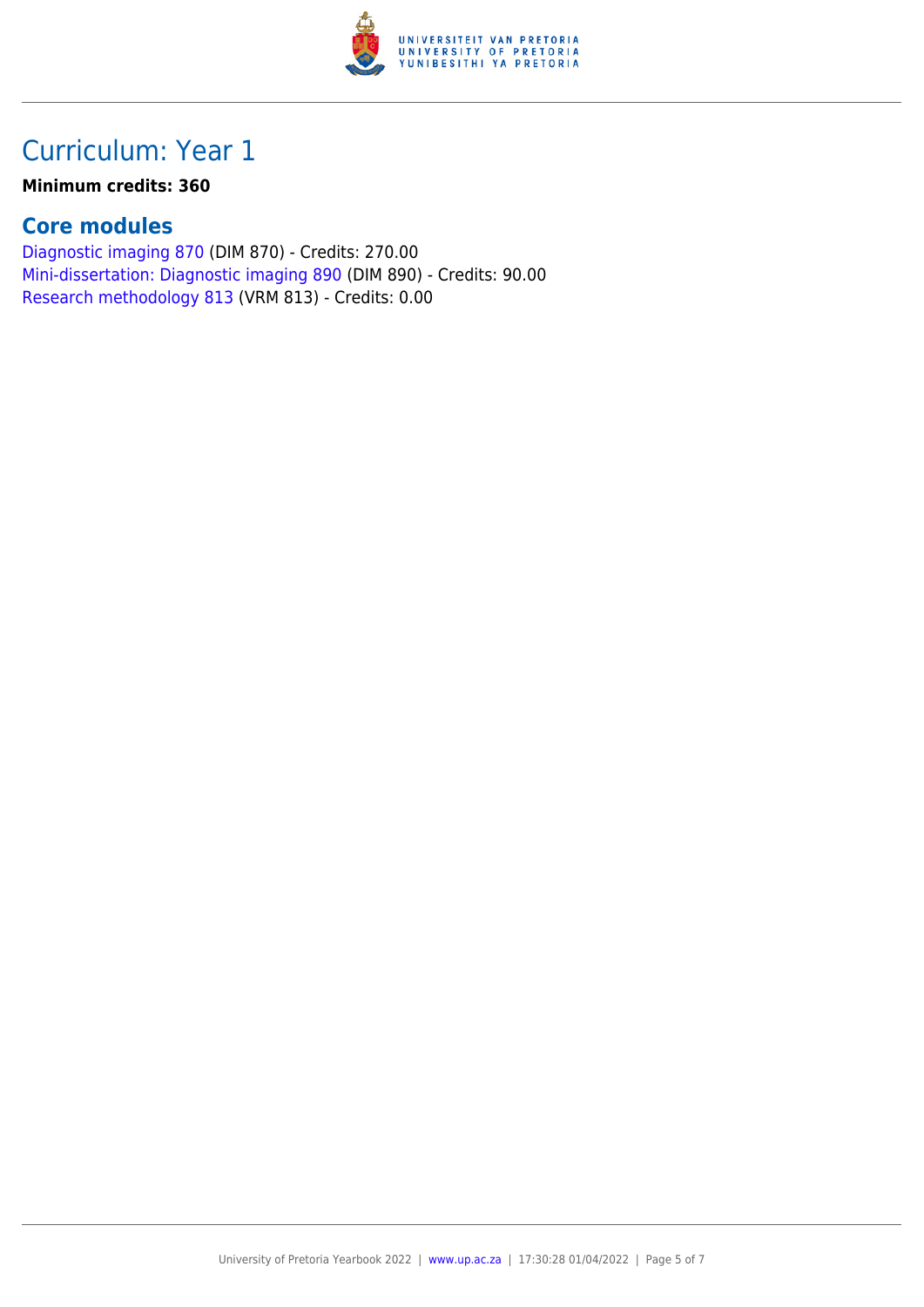# Curriculum: Year 1

**Minimum credits: 360**

## Core modules

Diagnostic imaging 870 (DIM 870) - Credits: 270.00
Mini-dissertation: Diagnostic imaging 890 (DIM 890) - Credits: 90.00
Research methodology 813 (VRM 813) - Credits: 0.00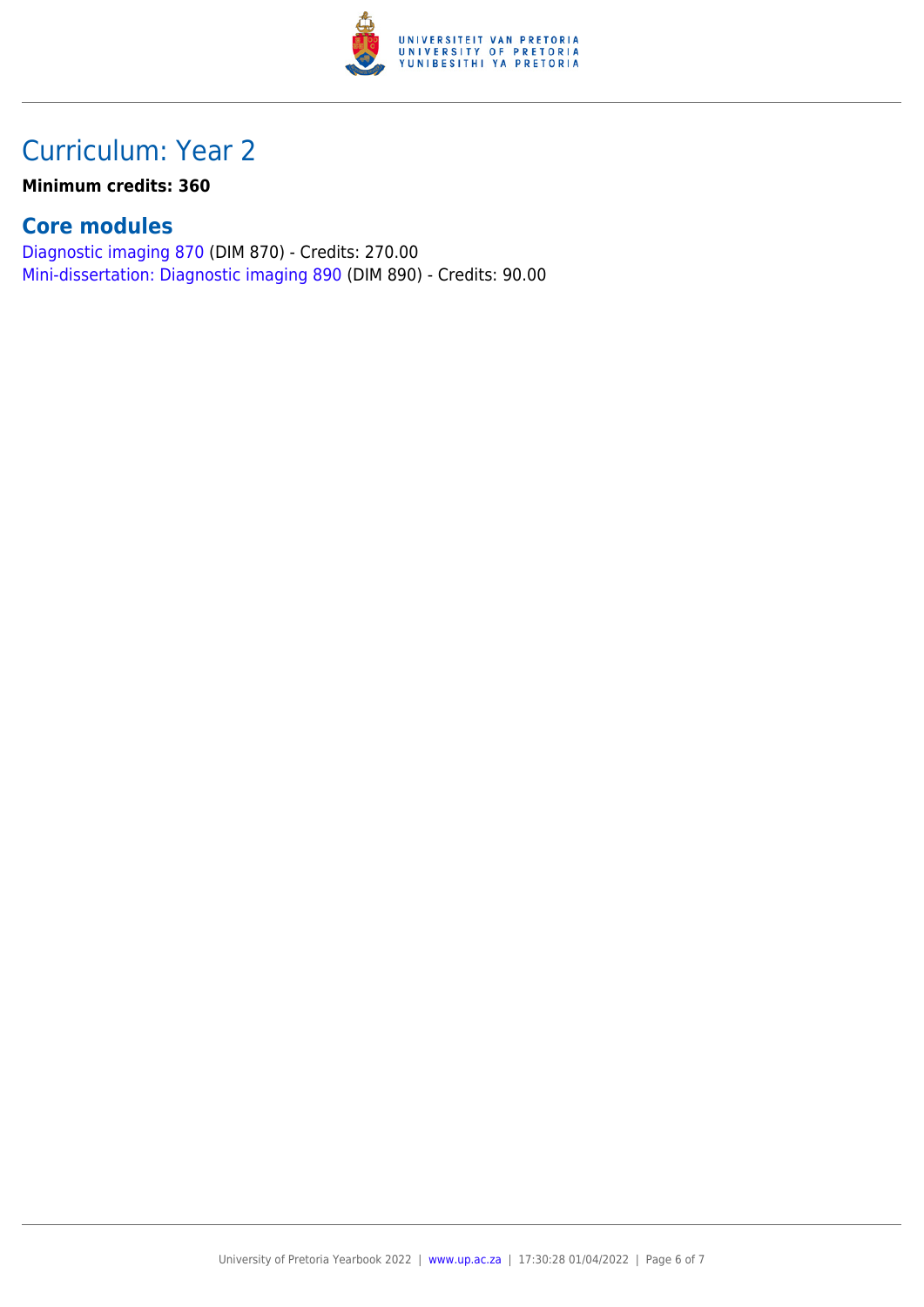# Curriculum: Year 2

**Minimum credits: 360**

## Core modules

Diagnostic imaging 870 (DIM 870) - Credits: 270.00
Mini-dissertation: Diagnostic imaging 890 (DIM 890) - Credits: 90.00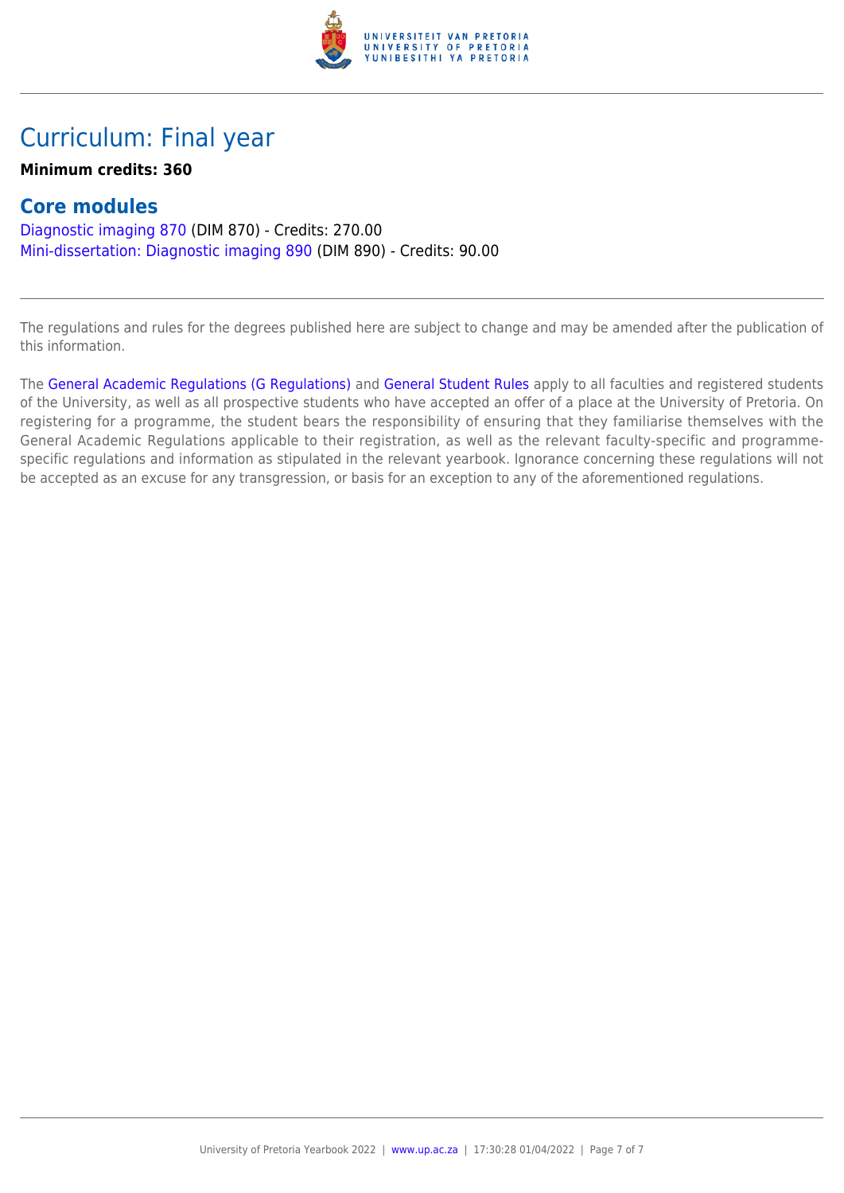## Curriculum: Final year

**Minimum credits: 360**

### Core modules

Diagnostic imaging 870 (DIM 870) - Credits: 270.00
Mini-dissertation: Diagnostic imaging 890 (DIM 890) - Credits: 90.00

---

The regulations and rules for the degrees published here are subject to change and may be amended after the publication of this information.

The General Academic Regulations (G Regulations) and General Student Rules apply to all faculties and registered students of the University, as well as all prospective students who have accepted an offer of a place at the University of Pretoria. On registering for a programme, the student bears the responsibility of ensuring that they familiarise themselves with the General Academic Regulations applicable to their registration, as well as the relevant faculty-specific and programme-specific regulations and information as stipulated in the relevant yearbook. Ignorance concerning these regulations will not be accepted as an excuse for any transgression, or basis for an exception to any of the aforementioned regulations.